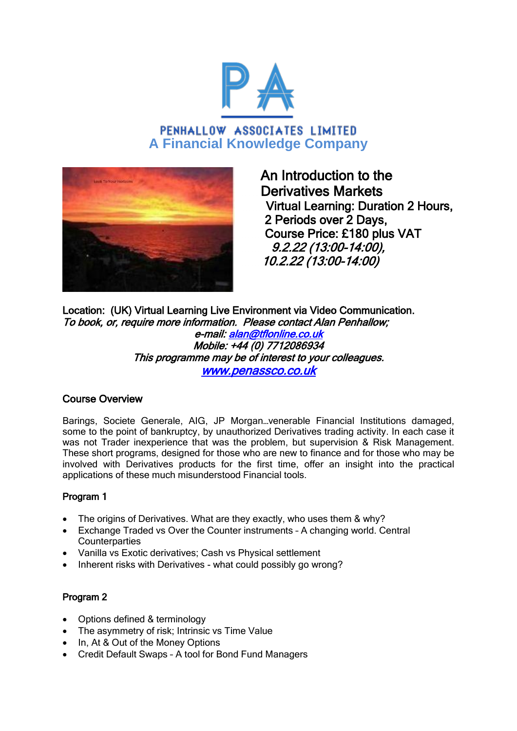PENHALLOW ASSOCIATES LIMITED

**A Financial Knowledge Company**

# An Introduction to the Derivatives Markets

Virtual Learning: Duration 2 Hours,
2 Periods over 2 Days,
Course Price: £180 plus VAT

*9.2.22 (13:00-14:00),*
*10.2.22 (13:00-14:00)*

Location: (UK) Virtual Learning Live Environment via Video Communication.

*To book, or, require more information. Please contact Alan Penhallow;*

*e-mail: alan@tflonline.co.uk*

*Mobile: +44 (0) 7712086934*

*This programme may be of interest to your colleagues.*

*www.penassco.co.uk*

## Course Overview

Barings, Societe Generale, AIG, JP Morgan…venerable Financial Institutions damaged, some to the point of bankruptcy, by unauthorized Derivatives trading activity. In each case it was not Trader inexperience that was the problem, but supervision & Risk Management. These short programs, designed for those who are new to finance and for those who may be involved with Derivatives products for the first time, offer an insight into the practical applications of these much misunderstood Financial tools.

## Program 1

- The origins of Derivatives. What are they exactly, who uses them & why?
- Exchange Traded vs Over the Counter instruments – A changing world. Central Counterparties
- Vanilla vs Exotic derivatives; Cash vs Physical settlement
- Inherent risks with Derivatives - what could possibly go wrong?

## Program 2

- Options defined & terminology
- The asymmetry of risk; Intrinsic vs Time Value
- In, At & Out of the Money Options
- Credit Default Swaps – A tool for Bond Fund Managers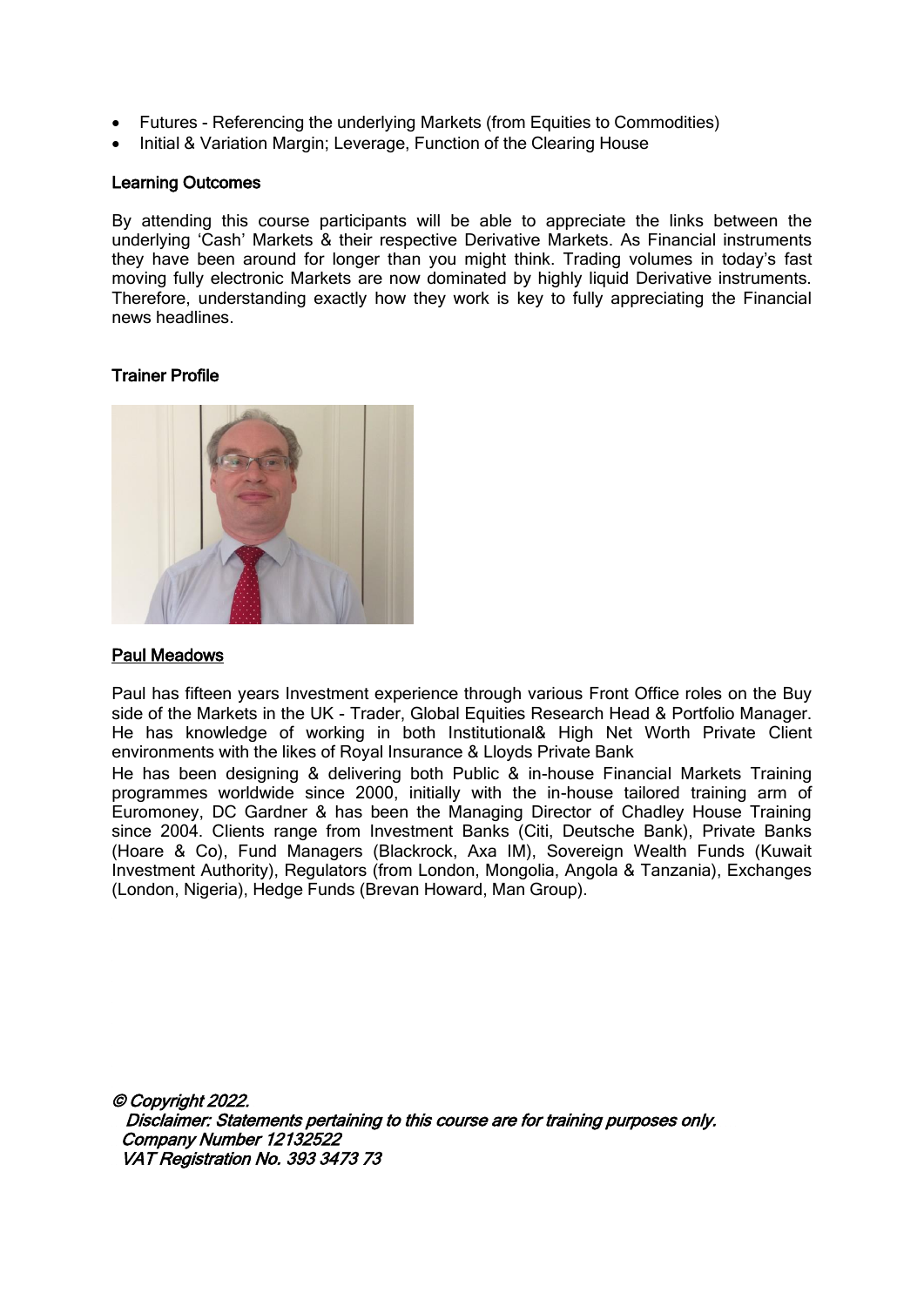- Futures - Referencing the underlying Markets (from Equities to Commodities)
- Initial & Variation Margin; Leverage, Function of the Clearing House

### Learning Outcomes

By attending this course participants will be able to appreciate the links between the underlying 'Cash' Markets & their respective Derivative Markets. As Financial instruments they have been around for longer than you might think. Trading volumes in today's fast moving fully electronic Markets are now dominated by highly liquid Derivative instruments. Therefore, understanding exactly how they work is key to fully appreciating the Financial news headlines.

### Trainer Profile

**Paul Meadows**

Paul has fifteen years Investment experience through various Front Office roles on the Buy side of the Markets in the UK - Trader, Global Equities Research Head & Portfolio Manager. He has knowledge of working in both Institutional& High Net Worth Private Client environments with the likes of Royal Insurance & Lloyds Private Bank

He has been designing & delivering both Public & in-house Financial Markets Training programmes worldwide since 2000, initially with the in-house tailored training arm of Euromoney, DC Gardner & has been the Managing Director of Chadley House Training since 2004. Clients range from Investment Banks (Citi, Deutsche Bank), Private Banks (Hoare & Co), Fund Managers (Blackrock, Axa IM), Sovereign Wealth Funds (Kuwait Investment Authority), Regulators (from London, Mongolia, Angola & Tanzania), Exchanges (London, Nigeria), Hedge Funds (Brevan Howard, Man Group).

*© Copyright 2022.*
*Disclaimer: Statements pertaining to this course are for training purposes only.*
*Company Number 12132522*
*VAT Registration No. 393 3473 73*